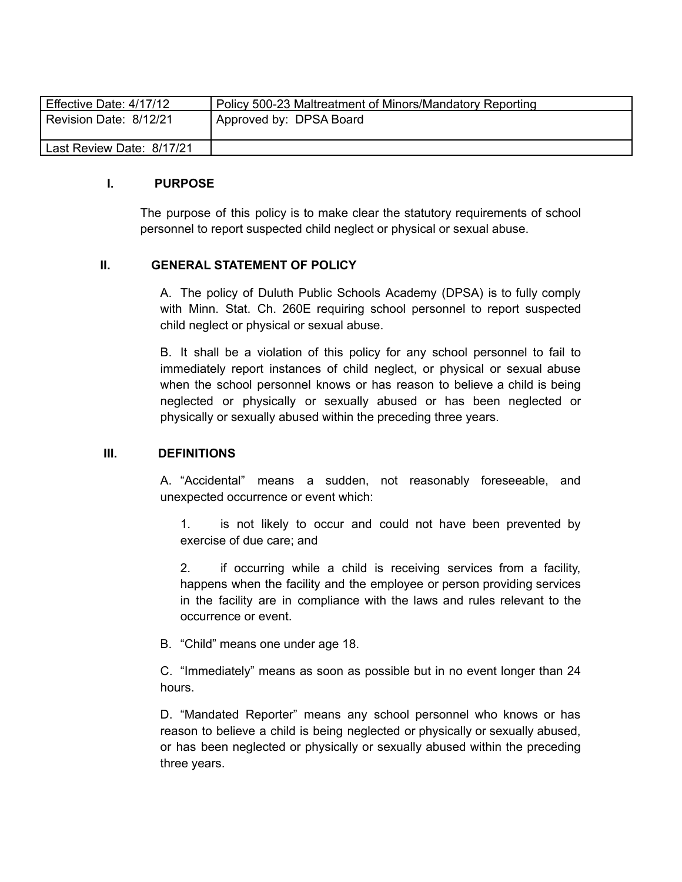| Effective Date: 4/17/12 | Policy 500-23 Maltreatment of Minors/Mandatory Reporting |
| --- | --- |
| Revision Date: 8/12/21 | Approved by: DPSA Board |
| Last Review Date: 8/17/21 | |

## I. PURPOSE

The purpose of this policy is to make clear the statutory requirements of school personnel to report suspected child neglect or physical or sexual abuse.

## II. GENERAL STATEMENT OF POLICY

A. The policy of Duluth Public Schools Academy (DPSA) is to fully comply with Minn. Stat. Ch. 260E requiring school personnel to report suspected child neglect or physical or sexual abuse.

B. It shall be a violation of this policy for any school personnel to fail to immediately report instances of child neglect, or physical or sexual abuse when the school personnel knows or has reason to believe a child is being neglected or physically or sexually abused or has been neglected or physically or sexually abused within the preceding three years.

## III. DEFINITIONS

A. "Accidental" means a sudden, not reasonably foreseeable, and unexpected occurrence or event which:

1. is not likely to occur and could not have been prevented by exercise of due care; and

2. if occurring while a child is receiving services from a facility, happens when the facility and the employee or person providing services in the facility are in compliance with the laws and rules relevant to the occurrence or event.

B. "Child" means one under age 18.

C. "Immediately" means as soon as possible but in no event longer than 24 hours.

D. "Mandated Reporter" means any school personnel who knows or has reason to believe a child is being neglected or physically or sexually abused, or has been neglected or physically or sexually abused within the preceding three years.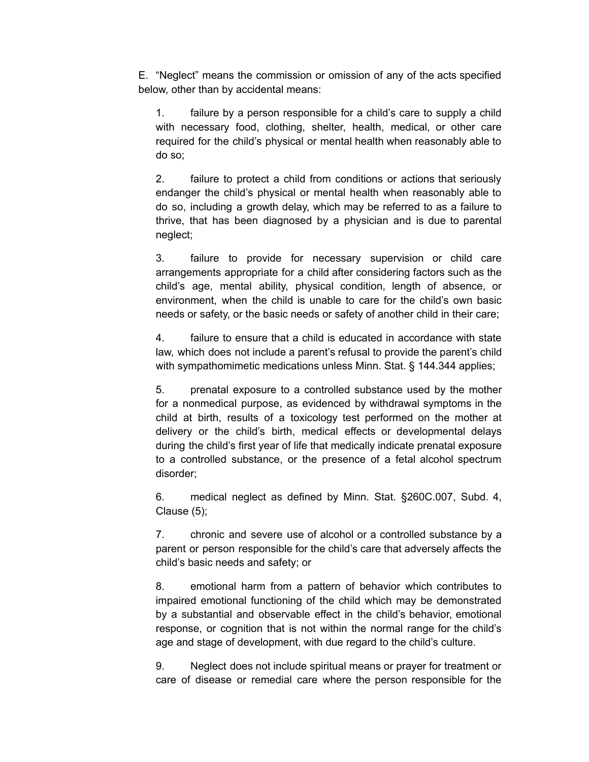E. “Neglect” means the commission or omission of any of the acts specified below, other than by accidental means:

1. failure by a person responsible for a child’s care to supply a child with necessary food, clothing, shelter, health, medical, or other care required for the child’s physical or mental health when reasonably able to do so;

2. failure to protect a child from conditions or actions that seriously endanger the child’s physical or mental health when reasonably able to do so, including a growth delay, which may be referred to as a failure to thrive, that has been diagnosed by a physician and is due to parental neglect;

3. failure to provide for necessary supervision or child care arrangements appropriate for a child after considering factors such as the child’s age, mental ability, physical condition, length of absence, or environment, when the child is unable to care for the child’s own basic needs or safety, or the basic needs or safety of another child in their care;

4. failure to ensure that a child is educated in accordance with state law, which does not include a parent’s refusal to provide the parent’s child with sympathomimetic medications unless Minn. Stat. § 144.344 applies;

5. prenatal exposure to a controlled substance used by the mother for a nonmedical purpose, as evidenced by withdrawal symptoms in the child at birth, results of a toxicology test performed on the mother at delivery or the child’s birth, medical effects or developmental delays during the child’s first year of life that medically indicate prenatal exposure to a controlled substance, or the presence of a fetal alcohol spectrum disorder;

6. medical neglect as defined by Minn. Stat. §260C.007, Subd. 4, Clause (5);

7. chronic and severe use of alcohol or a controlled substance by a parent or person responsible for the child’s care that adversely affects the child’s basic needs and safety; or

8. emotional harm from a pattern of behavior which contributes to impaired emotional functioning of the child which may be demonstrated by a substantial and observable effect in the child’s behavior, emotional response, or cognition that is not within the normal range for the child’s age and stage of development, with due regard to the child’s culture.

9. Neglect does not include spiritual means or prayer for treatment or care of disease or remedial care where the person responsible for the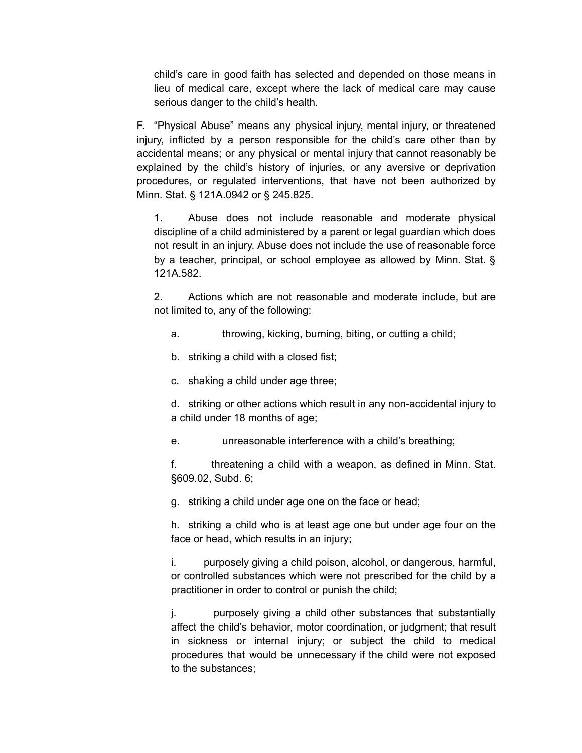child's care in good faith has selected and depended on those means in lieu of medical care, except where the lack of medical care may cause serious danger to the child's health.

F. "Physical Abuse" means any physical injury, mental injury, or threatened injury, inflicted by a person responsible for the child's care other than by accidental means; or any physical or mental injury that cannot reasonably be explained by the child's history of injuries, or any aversive or deprivation procedures, or regulated interventions, that have not been authorized by Minn. Stat. § 121A.0942 or § 245.825.

1. Abuse does not include reasonable and moderate physical discipline of a child administered by a parent or legal guardian which does not result in an injury. Abuse does not include the use of reasonable force by a teacher, principal, or school employee as allowed by Minn. Stat. § 121A.582.

2. Actions which are not reasonable and moderate include, but are not limited to, any of the following:

   a. throwing, kicking, burning, biting, or cutting a child;

   b. striking a child with a closed fist;

   c. shaking a child under age three;

   d. striking or other actions which result in any non-accidental injury to a child under 18 months of age;

   e. unreasonable interference with a child's breathing;

   f. threatening a child with a weapon, as defined in Minn. Stat. §609.02, Subd. 6;

   g. striking a child under age one on the face or head;

   h. striking a child who is at least age one but under age four on the face or head, which results in an injury;

   i. purposely giving a child poison, alcohol, or dangerous, harmful, or controlled substances which were not prescribed for the child by a practitioner in order to control or punish the child;

   j. purposely giving a child other substances that substantially affect the child's behavior, motor coordination, or judgment; that result in sickness or internal injury; or subject the child to medical procedures that would be unnecessary if the child were not exposed to the substances;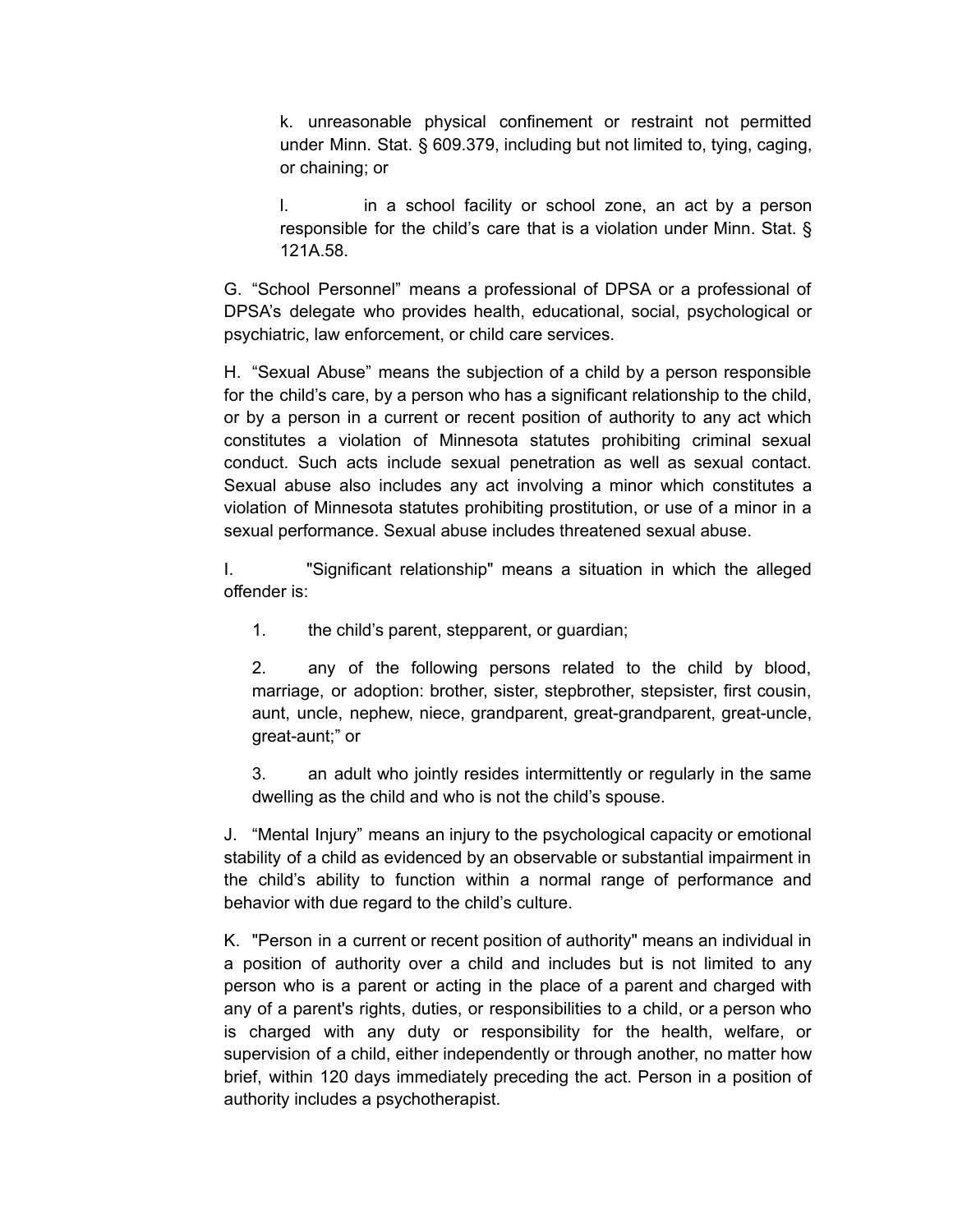k. unreasonable physical confinement or restraint not permitted under Minn. Stat. § 609.379, including but not limited to, tying, caging, or chaining; or

l. in a school facility or school zone, an act by a person responsible for the child's care that is a violation under Minn. Stat. § 121A.58.

G. "School Personnel" means a professional of DPSA or a professional of DPSA's delegate who provides health, educational, social, psychological or psychiatric, law enforcement, or child care services.

H. "Sexual Abuse" means the subjection of a child by a person responsible for the child's care, by a person who has a significant relationship to the child, or by a person in a current or recent position of authority to any act which constitutes a violation of Minnesota statutes prohibiting criminal sexual conduct. Such acts include sexual penetration as well as sexual contact. Sexual abuse also includes any act involving a minor which constitutes a violation of Minnesota statutes prohibiting prostitution, or use of a minor in a sexual performance. Sexual abuse includes threatened sexual abuse.

I. "Significant relationship" means a situation in which the alleged offender is:

1. the child's parent, stepparent, or guardian;

2. any of the following persons related to the child by blood, marriage, or adoption: brother, sister, stepbrother, stepsister, first cousin, aunt, uncle, nephew, niece, grandparent, great-grandparent, great-uncle, great-aunt;" or

3. an adult who jointly resides intermittently or regularly in the same dwelling as the child and who is not the child's spouse.

J. "Mental Injury" means an injury to the psychological capacity or emotional stability of a child as evidenced by an observable or substantial impairment in the child's ability to function within a normal range of performance and behavior with due regard to the child's culture.

K. "Person in a current or recent position of authority" means an individual in a position of authority over a child and includes but is not limited to any person who is a parent or acting in the place of a parent and charged with any of a parent's rights, duties, or responsibilities to a child, or a person who is charged with any duty or responsibility for the health, welfare, or supervision of a child, either independently or through another, no matter how brief, within 120 days immediately preceding the act. Person in a position of authority includes a psychotherapist.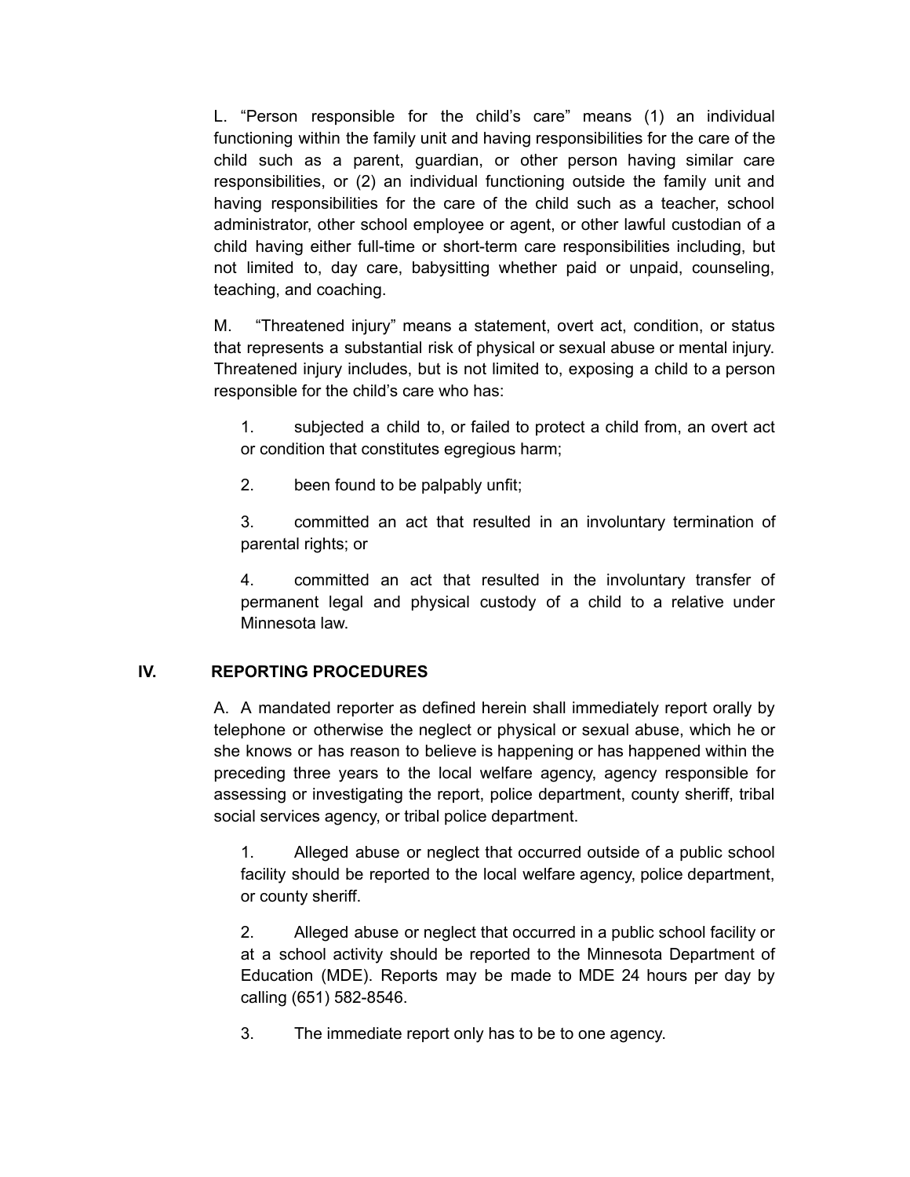L. “Person responsible for the child’s care” means (1) an individual functioning within the family unit and having responsibilities for the care of the child such as a parent, guardian, or other person having similar care responsibilities, or (2) an individual functioning outside the family unit and having responsibilities for the care of the child such as a teacher, school administrator, other school employee or agent, or other lawful custodian of a child having either full-time or short-term care responsibilities including, but not limited to, day care, babysitting whether paid or unpaid, counseling, teaching, and coaching.

M. “Threatened injury” means a statement, overt act, condition, or status that represents a substantial risk of physical or sexual abuse or mental injury. Threatened injury includes, but is not limited to, exposing a child to a person responsible for the child’s care who has:

1. subjected a child to, or failed to protect a child from, an overt act or condition that constitutes egregious harm;

2. been found to be palpably unfit;

3. committed an act that resulted in an involuntary termination of parental rights; or

4. committed an act that resulted in the involuntary transfer of permanent legal and physical custody of a child to a relative under Minnesota law.

## IV. REPORTING PROCEDURES

A. A mandated reporter as defined herein shall immediately report orally by telephone or otherwise the neglect or physical or sexual abuse, which he or she knows or has reason to believe is happening or has happened within the preceding three years to the local welfare agency, agency responsible for assessing or investigating the report, police department, county sheriff, tribal social services agency, or tribal police department.

1. Alleged abuse or neglect that occurred outside of a public school facility should be reported to the local welfare agency, police department, or county sheriff.

2. Alleged abuse or neglect that occurred in a public school facility or at a school activity should be reported to the Minnesota Department of Education (MDE). Reports may be made to MDE 24 hours per day by calling (651) 582-8546.

3. The immediate report only has to be to one agency.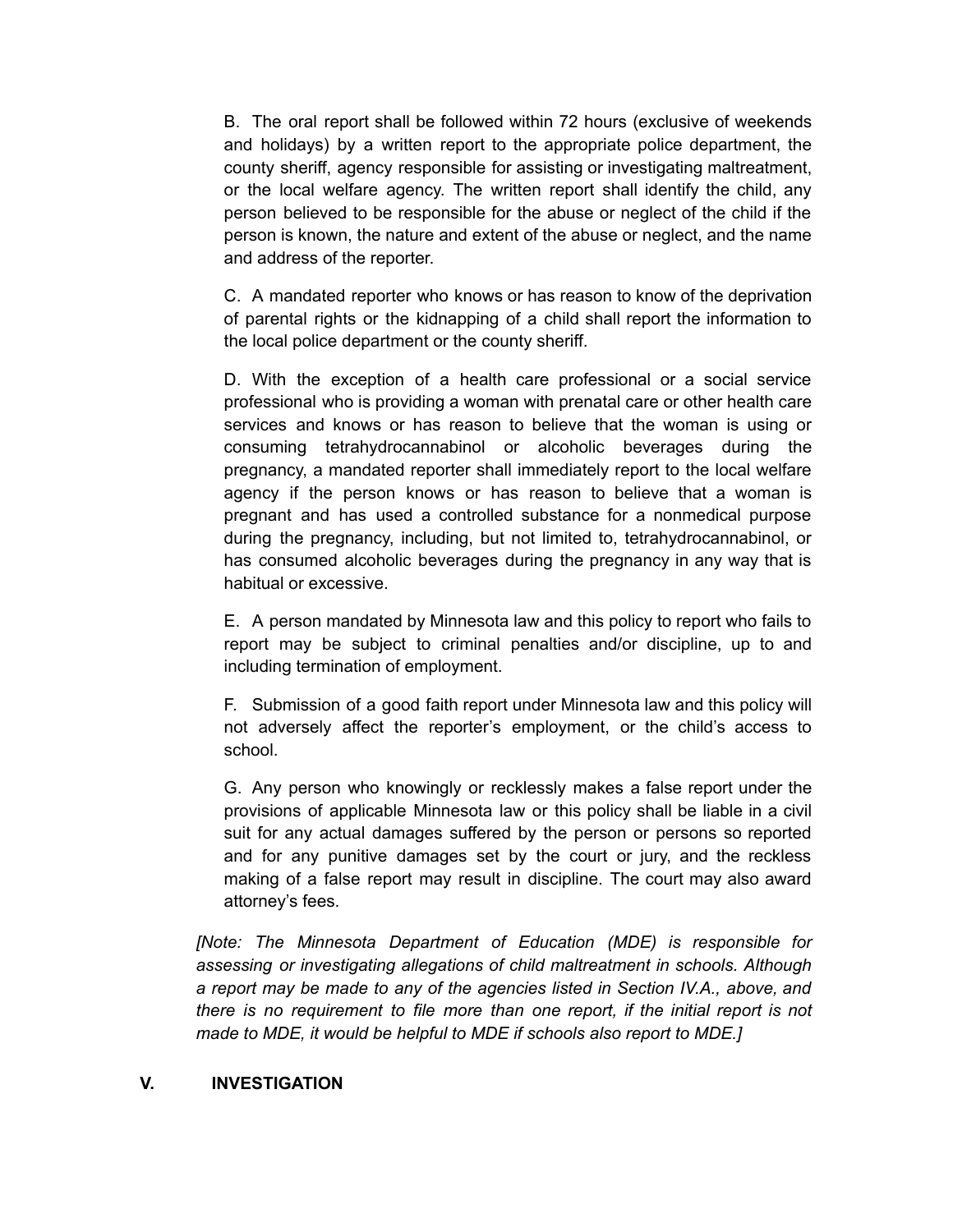B. The oral report shall be followed within 72 hours (exclusive of weekends and holidays) by a written report to the appropriate police department, the county sheriff, agency responsible for assisting or investigating maltreatment, or the local welfare agency. The written report shall identify the child, any person believed to be responsible for the abuse or neglect of the child if the person is known, the nature and extent of the abuse or neglect, and the name and address of the reporter.

C. A mandated reporter who knows or has reason to know of the deprivation of parental rights or the kidnapping of a child shall report the information to the local police department or the county sheriff.

D. With the exception of a health care professional or a social service professional who is providing a woman with prenatal care or other health care services and knows or has reason to believe that the woman is using or consuming tetrahydrocannabinol or alcoholic beverages during the pregnancy, a mandated reporter shall immediately report to the local welfare agency if the person knows or has reason to believe that a woman is pregnant and has used a controlled substance for a nonmedical purpose during the pregnancy, including, but not limited to, tetrahydrocannabinol, or has consumed alcoholic beverages during the pregnancy in any way that is habitual or excessive.

E. A person mandated by Minnesota law and this policy to report who fails to report may be subject to criminal penalties and/or discipline, up to and including termination of employment.

F. Submission of a good faith report under Minnesota law and this policy will not adversely affect the reporter's employment, or the child's access to school.

G. Any person who knowingly or recklessly makes a false report under the provisions of applicable Minnesota law or this policy shall be liable in a civil suit for any actual damages suffered by the person or persons so reported and for any punitive damages set by the court or jury, and the reckless making of a false report may result in discipline. The court may also award attorney's fees.

*[Note: The Minnesota Department of Education (MDE) is responsible for assessing or investigating allegations of child maltreatment in schools. Although a report may be made to any of the agencies listed in Section IV.A., above, and there is no requirement to file more than one report, if the initial report is not made to MDE, it would be helpful to MDE if schools also report to MDE.]*

## V. INVESTIGATION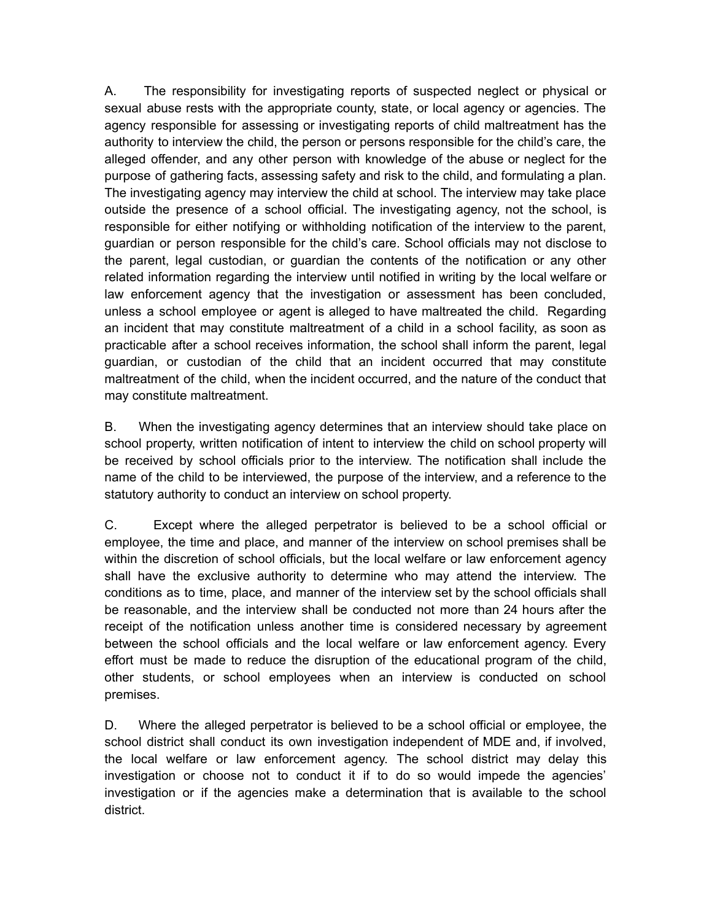A. The responsibility for investigating reports of suspected neglect or physical or sexual abuse rests with the appropriate county, state, or local agency or agencies. The agency responsible for assessing or investigating reports of child maltreatment has the authority to interview the child, the person or persons responsible for the child's care, the alleged offender, and any other person with knowledge of the abuse or neglect for the purpose of gathering facts, assessing safety and risk to the child, and formulating a plan. The investigating agency may interview the child at school. The interview may take place outside the presence of a school official. The investigating agency, not the school, is responsible for either notifying or withholding notification of the interview to the parent, guardian or person responsible for the child's care. School officials may not disclose to the parent, legal custodian, or guardian the contents of the notification or any other related information regarding the interview until notified in writing by the local welfare or law enforcement agency that the investigation or assessment has been concluded, unless a school employee or agent is alleged to have maltreated the child. Regarding an incident that may constitute maltreatment of a child in a school facility, as soon as practicable after a school receives information, the school shall inform the parent, legal guardian, or custodian of the child that an incident occurred that may constitute maltreatment of the child, when the incident occurred, and the nature of the conduct that may constitute maltreatment.

B. When the investigating agency determines that an interview should take place on school property, written notification of intent to interview the child on school property will be received by school officials prior to the interview. The notification shall include the name of the child to be interviewed, the purpose of the interview, and a reference to the statutory authority to conduct an interview on school property.

C. Except where the alleged perpetrator is believed to be a school official or employee, the time and place, and manner of the interview on school premises shall be within the discretion of school officials, but the local welfare or law enforcement agency shall have the exclusive authority to determine who may attend the interview. The conditions as to time, place, and manner of the interview set by the school officials shall be reasonable, and the interview shall be conducted not more than 24 hours after the receipt of the notification unless another time is considered necessary by agreement between the school officials and the local welfare or law enforcement agency. Every effort must be made to reduce the disruption of the educational program of the child, other students, or school employees when an interview is conducted on school premises.

D. Where the alleged perpetrator is believed to be a school official or employee, the school district shall conduct its own investigation independent of MDE and, if involved, the local welfare or law enforcement agency. The school district may delay this investigation or choose not to conduct it if to do so would impede the agencies' investigation or if the agencies make a determination that is available to the school district.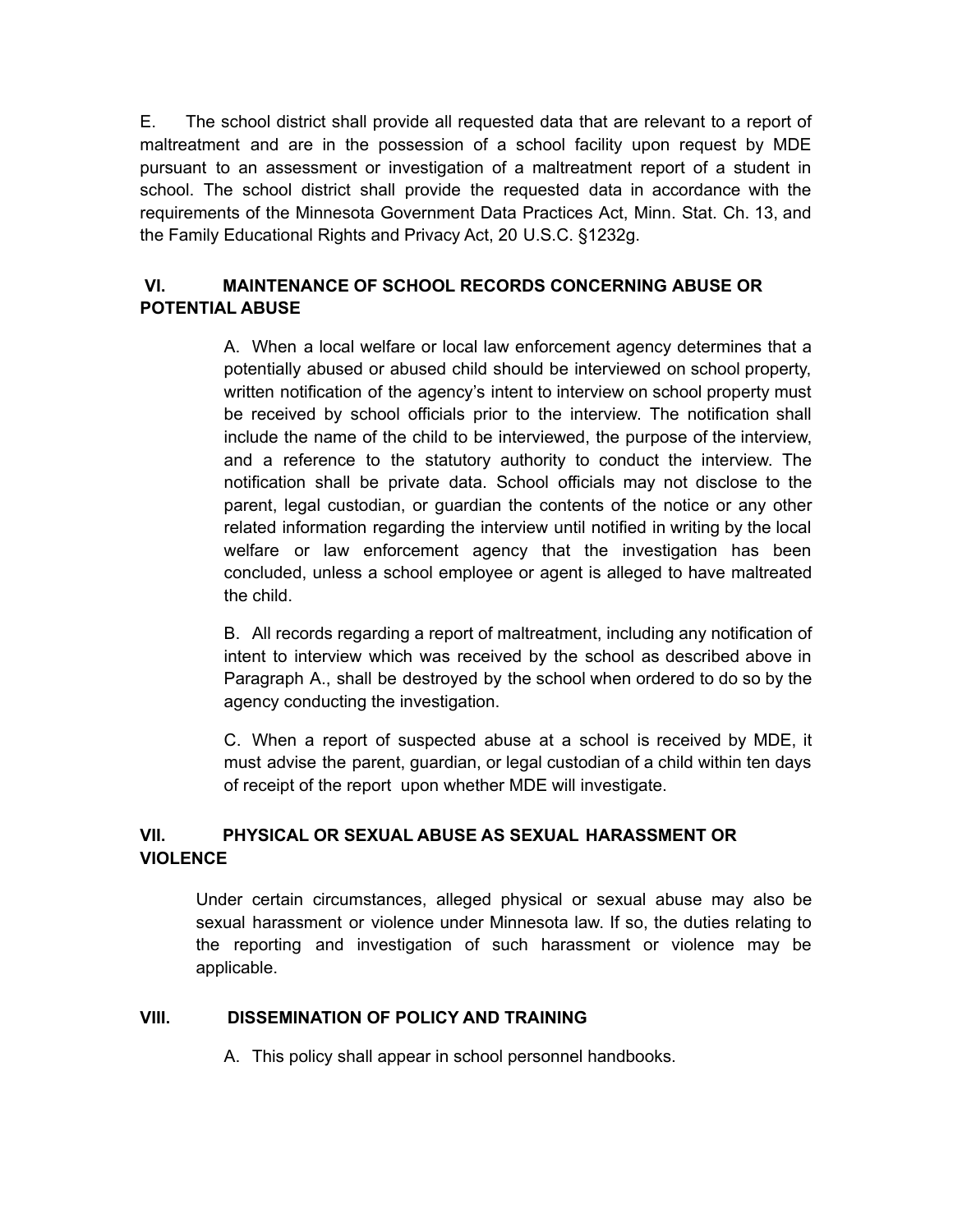E. The school district shall provide all requested data that are relevant to a report of maltreatment and are in the possession of a school facility upon request by MDE pursuant to an assessment or investigation of a maltreatment report of a student in school. The school district shall provide the requested data in accordance with the requirements of the Minnesota Government Data Practices Act, Minn. Stat. Ch. 13, and the Family Educational Rights and Privacy Act, 20 U.S.C. §1232g.

## VI. MAINTENANCE OF SCHOOL RECORDS CONCERNING ABUSE OR POTENTIAL ABUSE

A. When a local welfare or local law enforcement agency determines that a potentially abused or abused child should be interviewed on school property, written notification of the agency's intent to interview on school property must be received by school officials prior to the interview. The notification shall include the name of the child to be interviewed, the purpose of the interview, and a reference to the statutory authority to conduct the interview. The notification shall be private data. School officials may not disclose to the parent, legal custodian, or guardian the contents of the notice or any other related information regarding the interview until notified in writing by the local welfare or law enforcement agency that the investigation has been concluded, unless a school employee or agent is alleged to have maltreated the child.

B. All records regarding a report of maltreatment, including any notification of intent to interview which was received by the school as described above in Paragraph A., shall be destroyed by the school when ordered to do so by the agency conducting the investigation.

C. When a report of suspected abuse at a school is received by MDE, it must advise the parent, guardian, or legal custodian of a child within ten days of receipt of the report upon whether MDE will investigate.

## VII. PHYSICAL OR SEXUAL ABUSE AS SEXUAL HARASSMENT OR VIOLENCE

Under certain circumstances, alleged physical or sexual abuse may also be sexual harassment or violence under Minnesota law. If so, the duties relating to the reporting and investigation of such harassment or violence may be applicable.

## VIII. DISSEMINATION OF POLICY AND TRAINING

A. This policy shall appear in school personnel handbooks.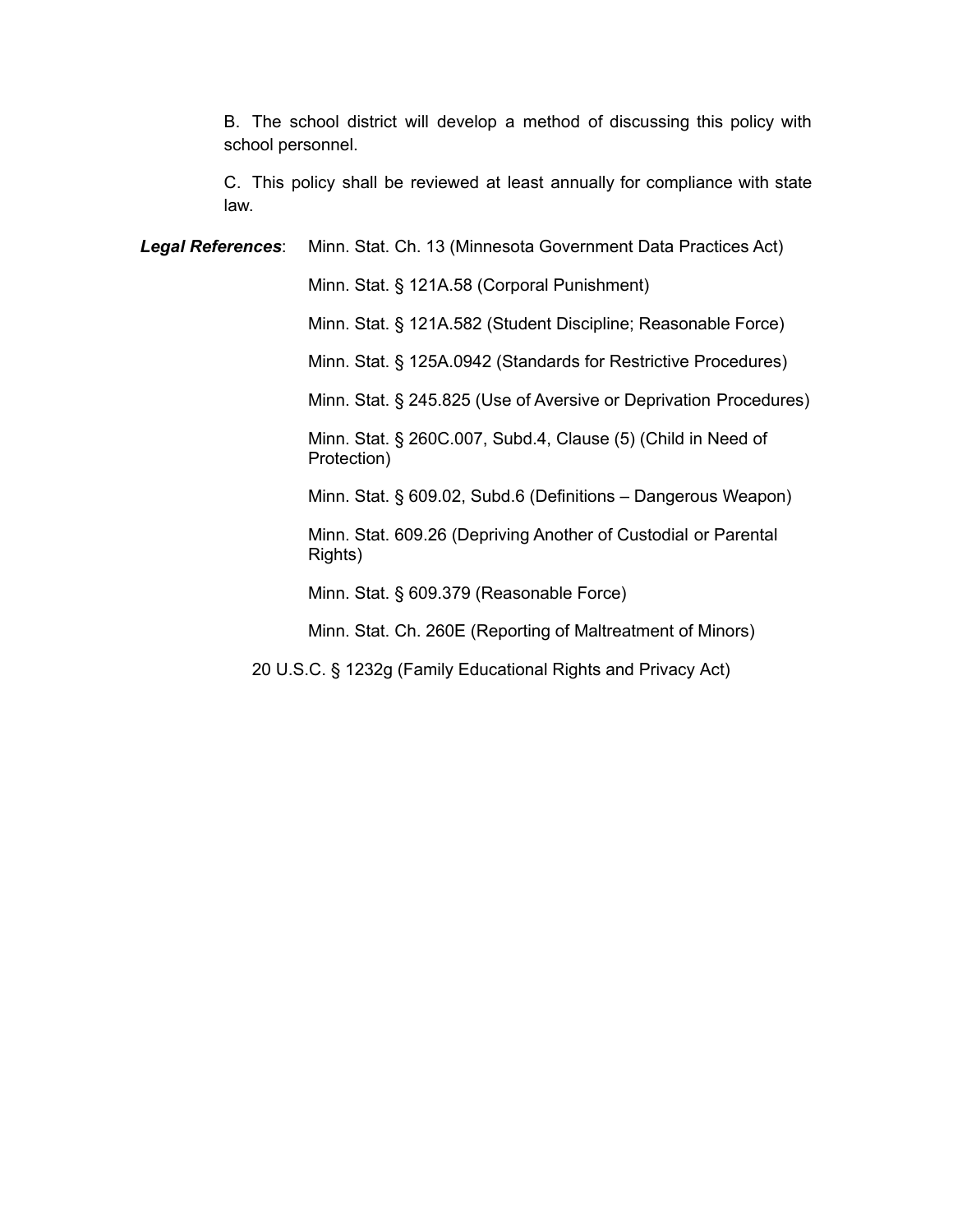B. The school district will develop a method of discussing this policy with school personnel.

C. This policy shall be reviewed at least annually for compliance with state law.

***Legal References***: Minn. Stat. Ch. 13 (Minnesota Government Data Practices Act)

Minn. Stat. § 121A.58 (Corporal Punishment)

Minn. Stat. § 121A.582 (Student Discipline; Reasonable Force)

Minn. Stat. § 125A.0942 (Standards for Restrictive Procedures)

Minn. Stat. § 245.825 (Use of Aversive or Deprivation Procedures)

Minn. Stat. § 260C.007, Subd.4, Clause (5) (Child in Need of Protection)

Minn. Stat. § 609.02, Subd.6 (Definitions – Dangerous Weapon)

Minn. Stat. 609.26 (Depriving Another of Custodial or Parental Rights)

Minn. Stat. § 609.379 (Reasonable Force)

Minn. Stat. Ch. 260E (Reporting of Maltreatment of Minors)

20 U.S.C. § 1232g (Family Educational Rights and Privacy Act)